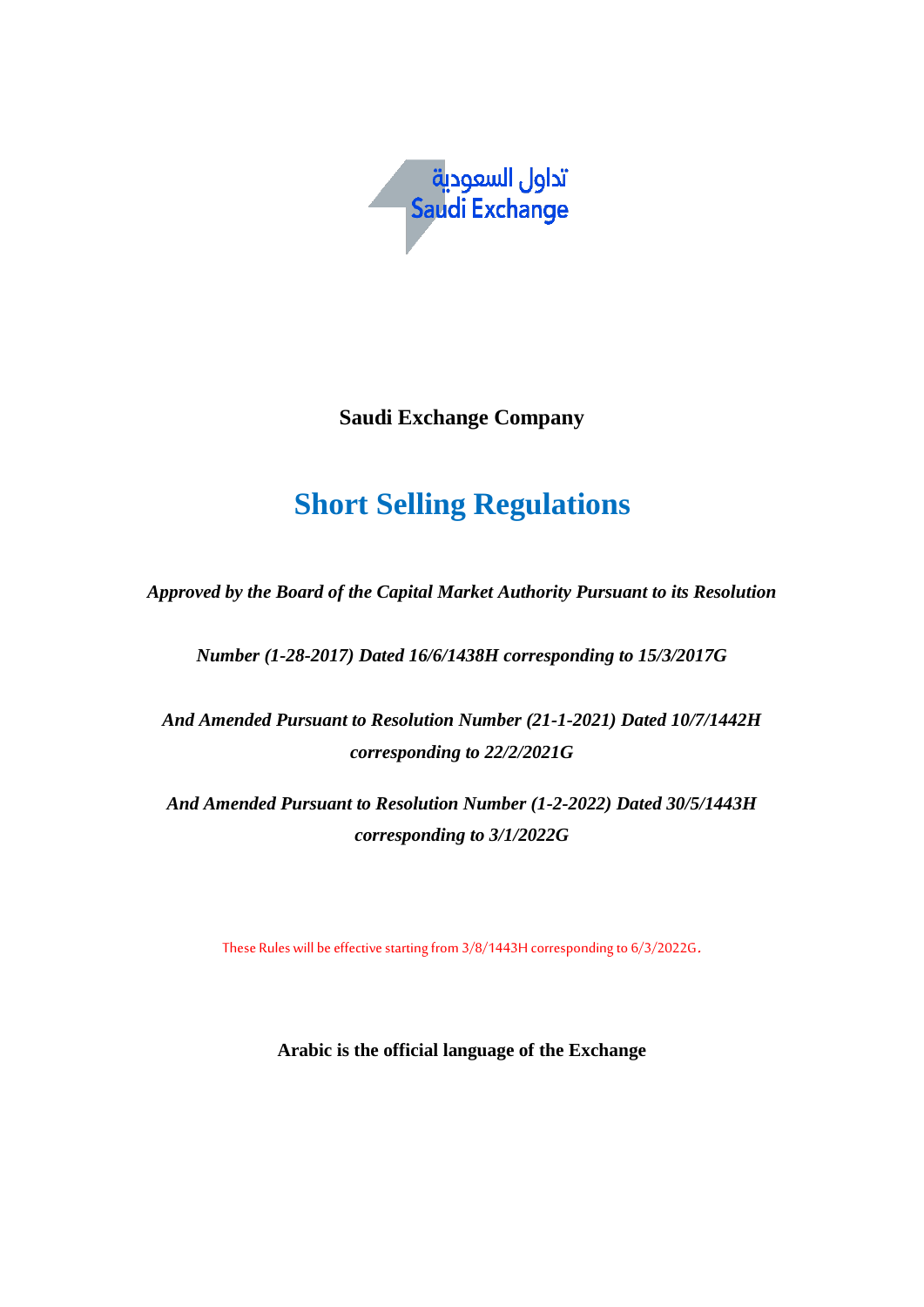تداول السعودية
Saudi Exchange

**Saudi Exchange Company**

# Short Selling Regulations

*Approved by the Board of the Capital Market Authority Pursuant to its Resolution*

*Number (1-28-2017) Dated 16/6/1438H corresponding to 15/3/2017G*

*And Amended Pursuant to Resolution Number (21-1-2021) Dated 10/7/1442H corresponding to 22/2/2021G*

*And Amended Pursuant to Resolution Number (1-2-2022) Dated 30/5/1443H corresponding to 3/1/2022G*

These Rules will be effective starting from 3/8/1443H corresponding to 6/3/2022G.

**Arabic is the official language of the Exchange**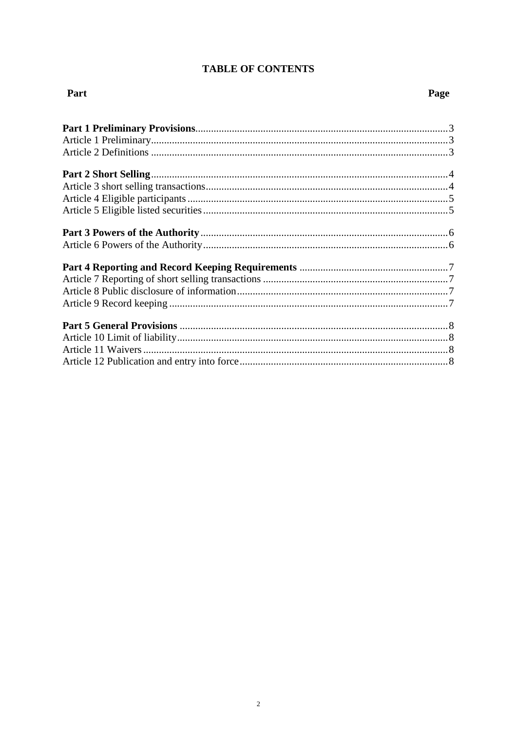# TABLE OF CONTENTS

| Part | Page |
|---|---|
| **Part 1 Preliminary Provisions** | 3 |
| Article 1 Preliminary | 3 |
| Article 2 Definitions | 3 |
| **Part 2 Short Selling** | 4 |
| Article 3 short selling transactions | 4 |
| Article 4 Eligible participants | 5 |
| Article 5 Eligible listed securities | 5 |
| **Part 3 Powers of the Authority** | 6 |
| Article 6 Powers of the Authority | 6 |
| **Part 4 Reporting and Record Keeping Requirements** | 7 |
| Article 7 Reporting of short selling transactions | 7 |
| Article 8 Public disclosure of information | 7 |
| Article 9 Record keeping | 7 |
| **Part 5 General Provisions** | 8 |
| Article 10 Limit of liability | 8 |
| Article 11 Waivers | 8 |
| Article 12 Publication and entry into force | 8 |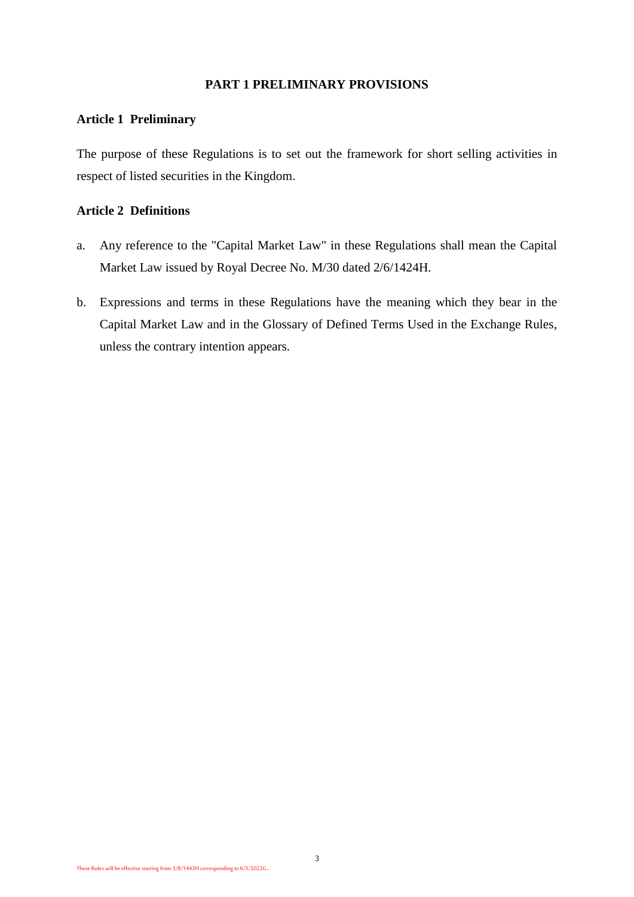# PART 1 PRELIMINARY PROVISIONS

## Article 1 Preliminary

The purpose of these Regulations is to set out the framework for short selling activities in respect of listed securities in the Kingdom.

## Article 2 Definitions

a. Any reference to the "Capital Market Law" in these Regulations shall mean the Capital Market Law issued by Royal Decree No. M/30 dated 2/6/1424H.

b. Expressions and terms in these Regulations have the meaning which they bear in the Capital Market Law and in the Glossary of Defined Terms Used in the Exchange Rules, unless the contrary intention appears.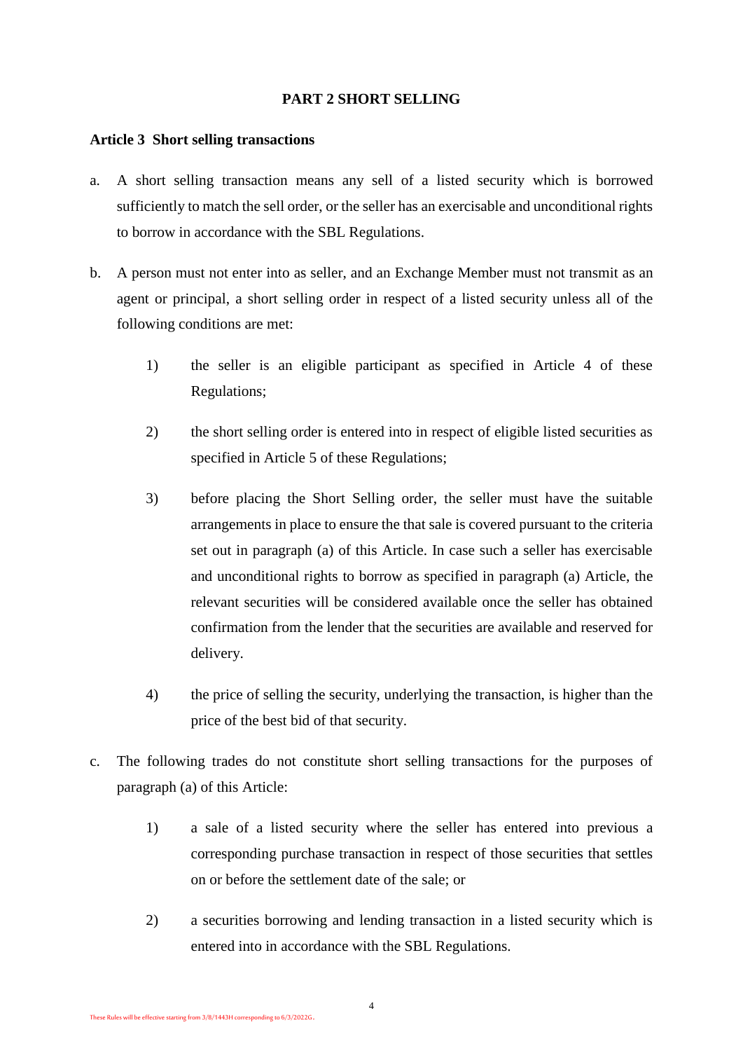## PART 2 SHORT SELLING

### Article 3 Short selling transactions

a. A short selling transaction means any sell of a listed security which is borrowed sufficiently to match the sell order, or the seller has an exercisable and unconditional rights to borrow in accordance with the SBL Regulations.

b. A person must not enter into as seller, and an Exchange Member must not transmit as an agent or principal, a short selling order in respect of a listed security unless all of the following conditions are met:

   1) the seller is an eligible participant as specified in Article 4 of these Regulations;

   2) the short selling order is entered into in respect of eligible listed securities as specified in Article 5 of these Regulations;

   3) before placing the Short Selling order, the seller must have the suitable arrangements in place to ensure the that sale is covered pursuant to the criteria set out in paragraph (a) of this Article. In case such a seller has exercisable and unconditional rights to borrow as specified in paragraph (a) Article, the relevant securities will be considered available once the seller has obtained confirmation from the lender that the securities are available and reserved for delivery.

   4) the price of selling the security, underlying the transaction, is higher than the price of the best bid of that security.

c. The following trades do not constitute short selling transactions for the purposes of paragraph (a) of this Article:

   1) a sale of a listed security where the seller has entered into previous a corresponding purchase transaction in respect of those securities that settles on or before the settlement date of the sale; or

   2) a securities borrowing and lending transaction in a listed security which is entered into in accordance with the SBL Regulations.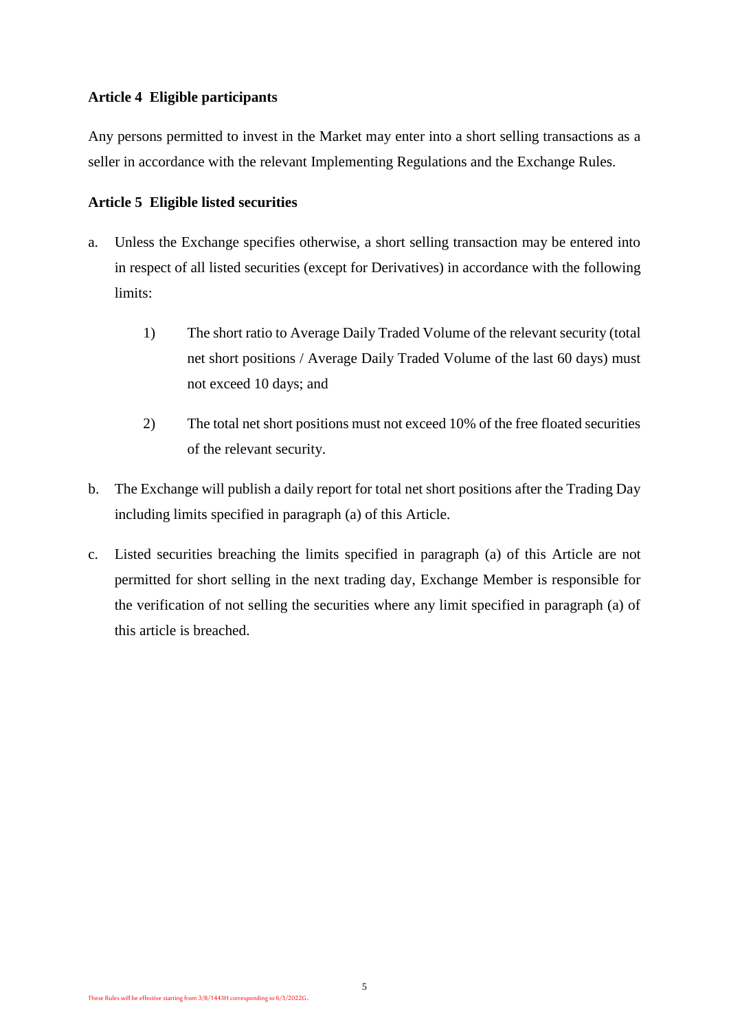### Article 4 Eligible participants

Any persons permitted to invest in the Market may enter into a short selling transactions as a seller in accordance with the relevant Implementing Regulations and the Exchange Rules.

### Article 5 Eligible listed securities

a. Unless the Exchange specifies otherwise, a short selling transaction may be entered into in respect of all listed securities (except for Derivatives) in accordance with the following limits:

   1) The short ratio to Average Daily Traded Volume of the relevant security (total net short positions / Average Daily Traded Volume of the last 60 days) must not exceed 10 days; and

   2) The total net short positions must not exceed 10% of the free floated securities of the relevant security.

b. The Exchange will publish a daily report for total net short positions after the Trading Day including limits specified in paragraph (a) of this Article.

c. Listed securities breaching the limits specified in paragraph (a) of this Article are not permitted for short selling in the next trading day, Exchange Member is responsible for the verification of not selling the securities where any limit specified in paragraph (a) of this article is breached.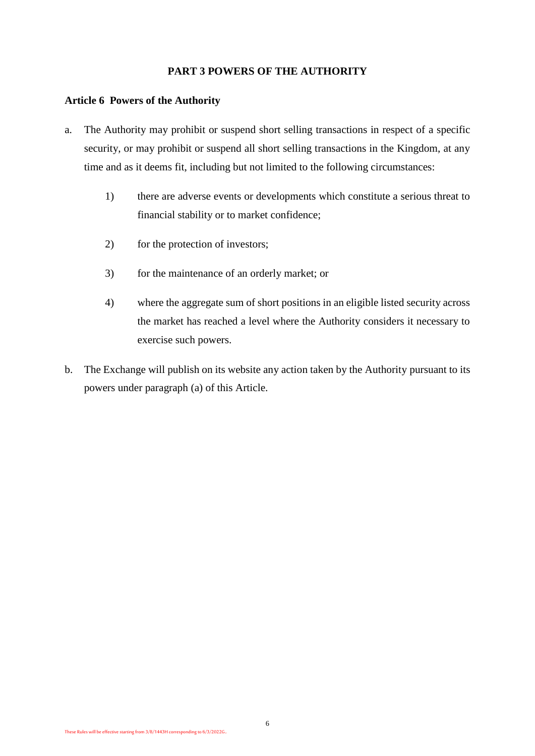## PART 3 POWERS OF THE AUTHORITY

### Article 6 Powers of the Authority

a. The Authority may prohibit or suspend short selling transactions in respect of a specific security, or may prohibit or suspend all short selling transactions in the Kingdom, at any time and as it deems fit, including but not limited to the following circumstances:

   1) there are adverse events or developments which constitute a serious threat to financial stability or to market confidence;

   2) for the protection of investors;

   3) for the maintenance of an orderly market; or

   4) where the aggregate sum of short positions in an eligible listed security across the market has reached a level where the Authority considers it necessary to exercise such powers.

b. The Exchange will publish on its website any action taken by the Authority pursuant to its powers under paragraph (a) of this Article.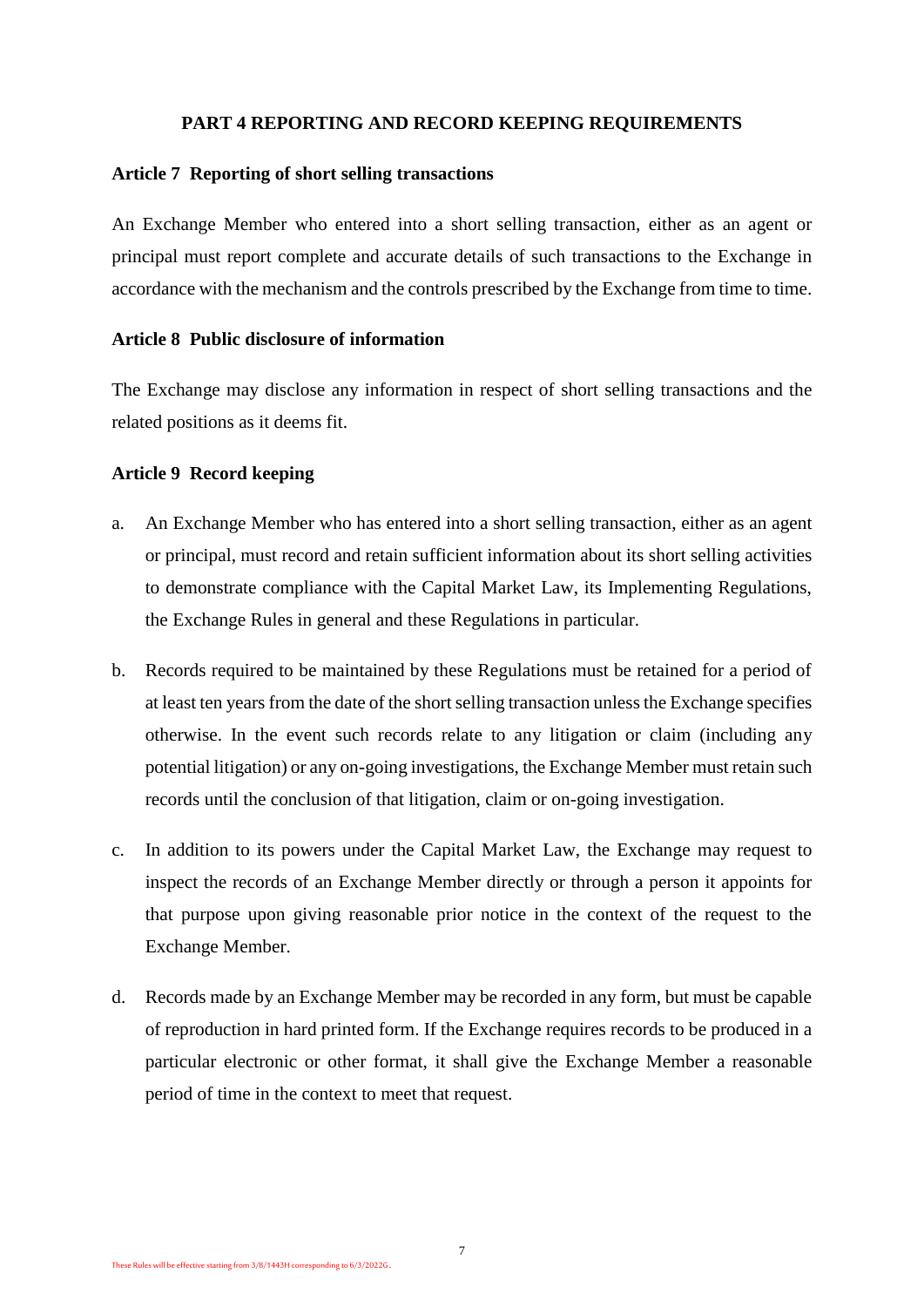## PART 4 REPORTING AND RECORD KEEPING REQUIREMENTS

### Article 7 Reporting of short selling transactions

An Exchange Member who entered into a short selling transaction, either as an agent or principal must report complete and accurate details of such transactions to the Exchange in accordance with the mechanism and the controls prescribed by the Exchange from time to time.

### Article 8 Public disclosure of information

The Exchange may disclose any information in respect of short selling transactions and the related positions as it deems fit.

### Article 9 Record keeping

a. An Exchange Member who has entered into a short selling transaction, either as an agent or principal, must record and retain sufficient information about its short selling activities to demonstrate compliance with the Capital Market Law, its Implementing Regulations, the Exchange Rules in general and these Regulations in particular.

b. Records required to be maintained by these Regulations must be retained for a period of at least ten years from the date of the short selling transaction unless the Exchange specifies otherwise. In the event such records relate to any litigation or claim (including any potential litigation) or any on-going investigations, the Exchange Member must retain such records until the conclusion of that litigation, claim or on-going investigation.

c. In addition to its powers under the Capital Market Law, the Exchange may request to inspect the records of an Exchange Member directly or through a person it appoints for that purpose upon giving reasonable prior notice in the context of the request to the Exchange Member.

d. Records made by an Exchange Member may be recorded in any form, but must be capable of reproduction in hard printed form. If the Exchange requires records to be produced in a particular electronic or other format, it shall give the Exchange Member a reasonable period of time in the context to meet that request.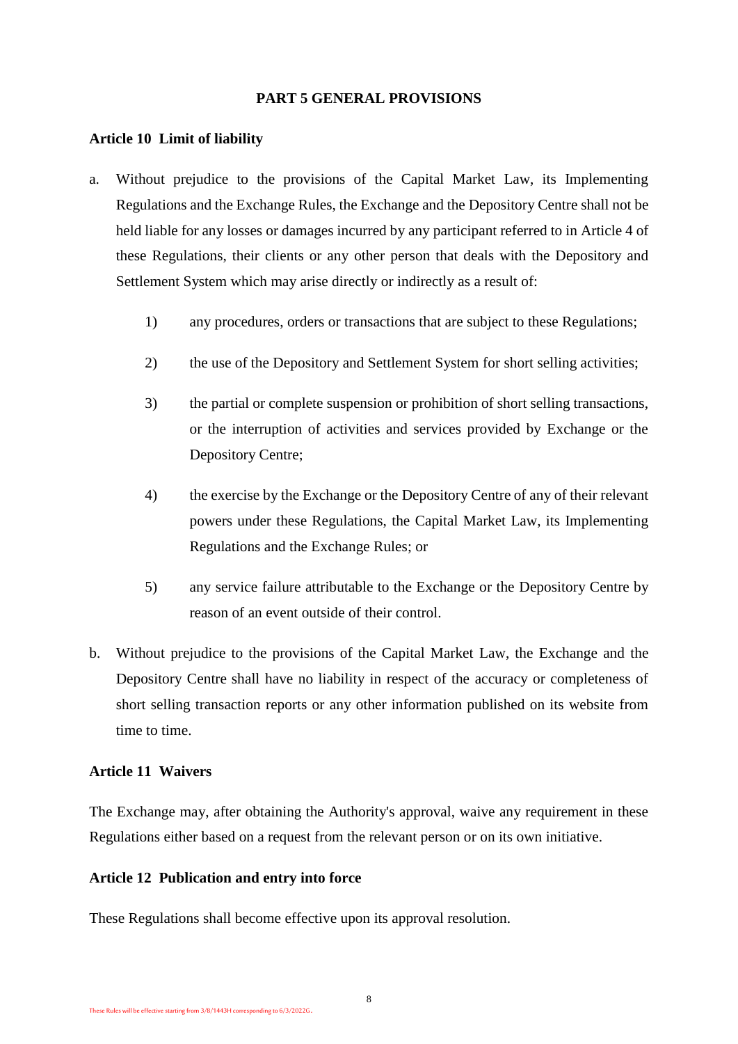## PART 5 GENERAL PROVISIONS

### Article 10 Limit of liability

a. Without prejudice to the provisions of the Capital Market Law, its Implementing Regulations and the Exchange Rules, the Exchange and the Depository Centre shall not be held liable for any losses or damages incurred by any participant referred to in Article 4 of these Regulations, their clients or any other person that deals with the Depository and Settlement System which may arise directly or indirectly as a result of:

   1) any procedures, orders or transactions that are subject to these Regulations;

   2) the use of the Depository and Settlement System for short selling activities;

   3) the partial or complete suspension or prohibition of short selling transactions, or the interruption of activities and services provided by Exchange or the Depository Centre;

   4) the exercise by the Exchange or the Depository Centre of any of their relevant powers under these Regulations, the Capital Market Law, its Implementing Regulations and the Exchange Rules; or

   5) any service failure attributable to the Exchange or the Depository Centre by reason of an event outside of their control.

b. Without prejudice to the provisions of the Capital Market Law, the Exchange and the Depository Centre shall have no liability in respect of the accuracy or completeness of short selling transaction reports or any other information published on its website from time to time.

### Article 11 Waivers

The Exchange may, after obtaining the Authority's approval, waive any requirement in these Regulations either based on a request from the relevant person or on its own initiative.

### Article 12 Publication and entry into force

These Regulations shall become effective upon its approval resolution.